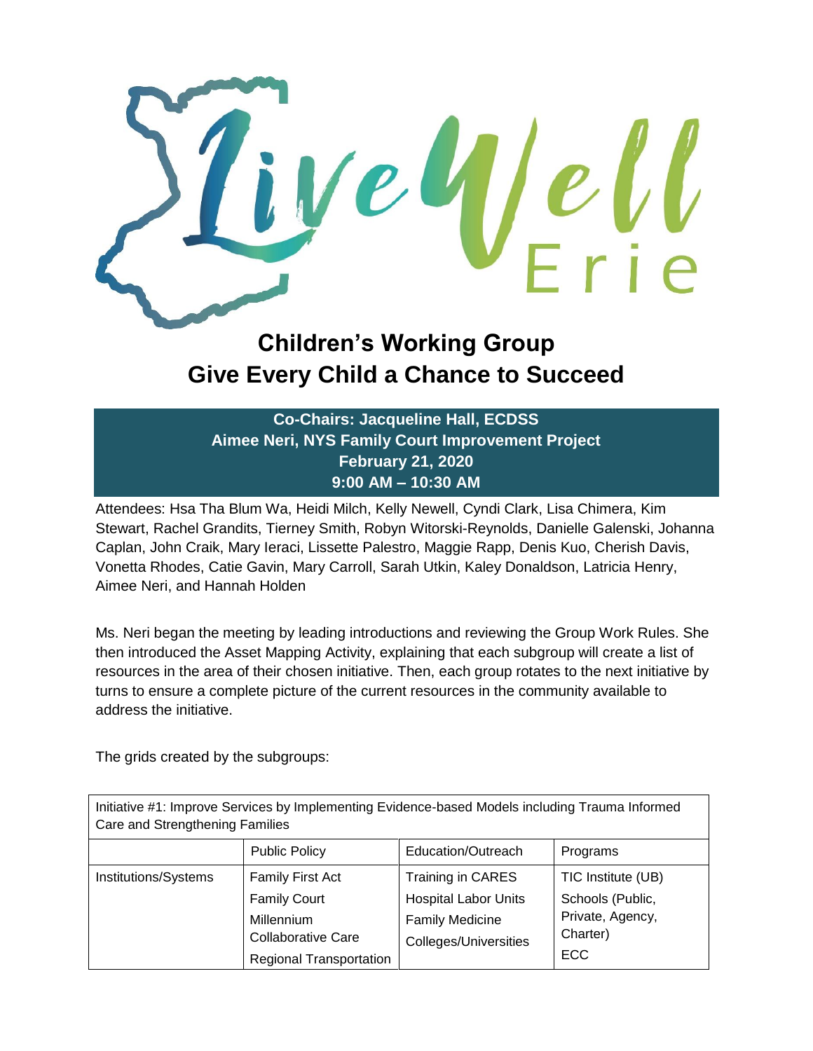# Children's Working Group
## Give Every Child a Chance to Succeed

**Co-Chairs: Jacqueline Hall, ECDSS**
**Aimee Neri, NYS Family Court Improvement Project**
**February 21, 2020**
**9:00 AM – 10:30 AM**

Attendees: Hsa Tha Blum Wa, Heidi Milch, Kelly Newell, Cyndi Clark, Lisa Chimera, Kim Stewart, Rachel Grandits, Tierney Smith, Robyn Witorski-Reynolds, Danielle Galenski, Johanna Caplan, John Craik, Mary Ieraci, Lissette Palestro, Maggie Rapp, Denis Kuo, Cherish Davis, Vonetta Rhodes, Catie Gavin, Mary Carroll, Sarah Utkin, Kaley Donaldson, Latricia Henry, Aimee Neri, and Hannah Holden

Ms. Neri began the meeting by leading introductions and reviewing the Group Work Rules. She then introduced the Asset Mapping Activity, explaining that each subgroup will create a list of resources in the area of their chosen initiative. Then, each group rotates to the next initiative by turns to ensure a complete picture of the current resources in the community available to address the initiative.

The grids created by the subgroups:

| Initiative #1: Improve Services by Implementing Evidence-based Models including Trauma Informed Care and Strengthening Families | | | |
|---|---|---|---|
| | Public Policy | Education/Outreach | Programs |
| Institutions/Systems | Family First Act<br>Family Court<br>Millennium Collaborative Care<br>Regional Transportation | Training in CARES<br>Hospital Labor Units<br>Family Medicine<br>Colleges/Universities | TIC Institute (UB)<br>Schools (Public, Private, Agency, Charter)<br>ECC |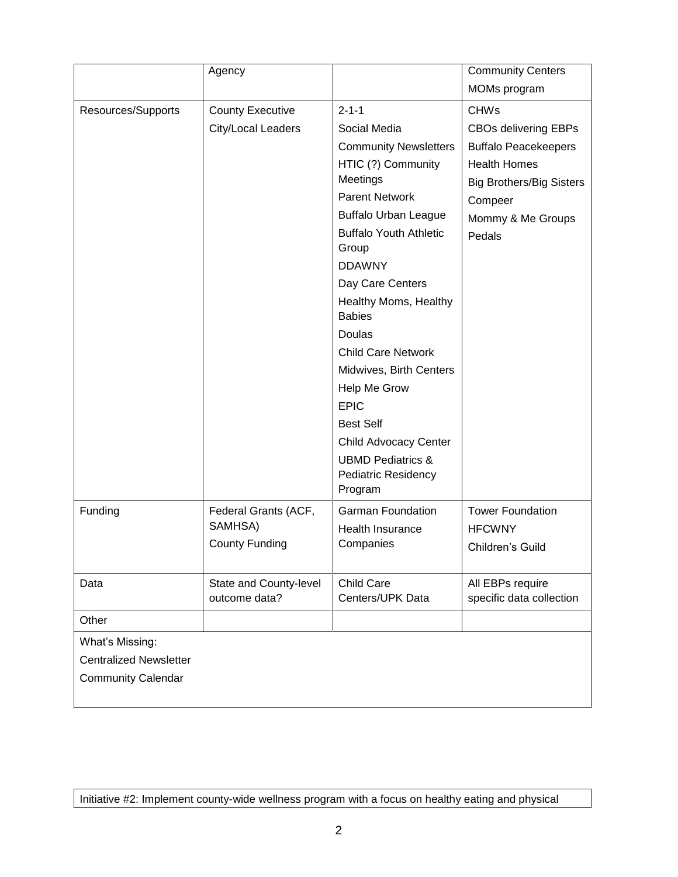|  | Agency |  | Community Centers<br>MOMs program |
|---|---|---|---|
| Resources/Supports | County Executive<br>City/Local Leaders | 2-1-1<br>Social Media<br>Community Newsletters<br>HTIC (?) Community Meetings<br>Parent Network<br>Buffalo Urban League<br>Buffalo Youth Athletic Group<br>DDAWNY<br>Day Care Centers<br>Healthy Moms, Healthy Babies<br>Doulas<br>Child Care Network<br>Midwives, Birth Centers<br>Help Me Grow<br>EPIC<br>Best Self<br>Child Advocacy Center<br>UBMD Pediatrics & Pediatric Residency Program | CHWs<br>CBOs delivering EBPs<br>Buffalo Peacekeepers<br>Health Homes<br>Big Brothers/Big Sisters<br>Compeer<br>Mommy & Me Groups<br>Pedals |
| Funding | Federal Grants (ACF, SAMHSA)<br>County Funding | Garman Foundation<br>Health Insurance Companies | Tower Foundation<br>HFCWNY<br>Children's Guild |
| Data | State and County-level outcome data? | Child Care Centers/UPK Data | All EBPs require specific data collection |
| Other |  |  |  |
| What's Missing:<br>Centralized Newsletter<br>Community Calendar |  |  |  |

| Initiative #2: Implement county-wide wellness program with a focus on healthy eating and physical |
|---|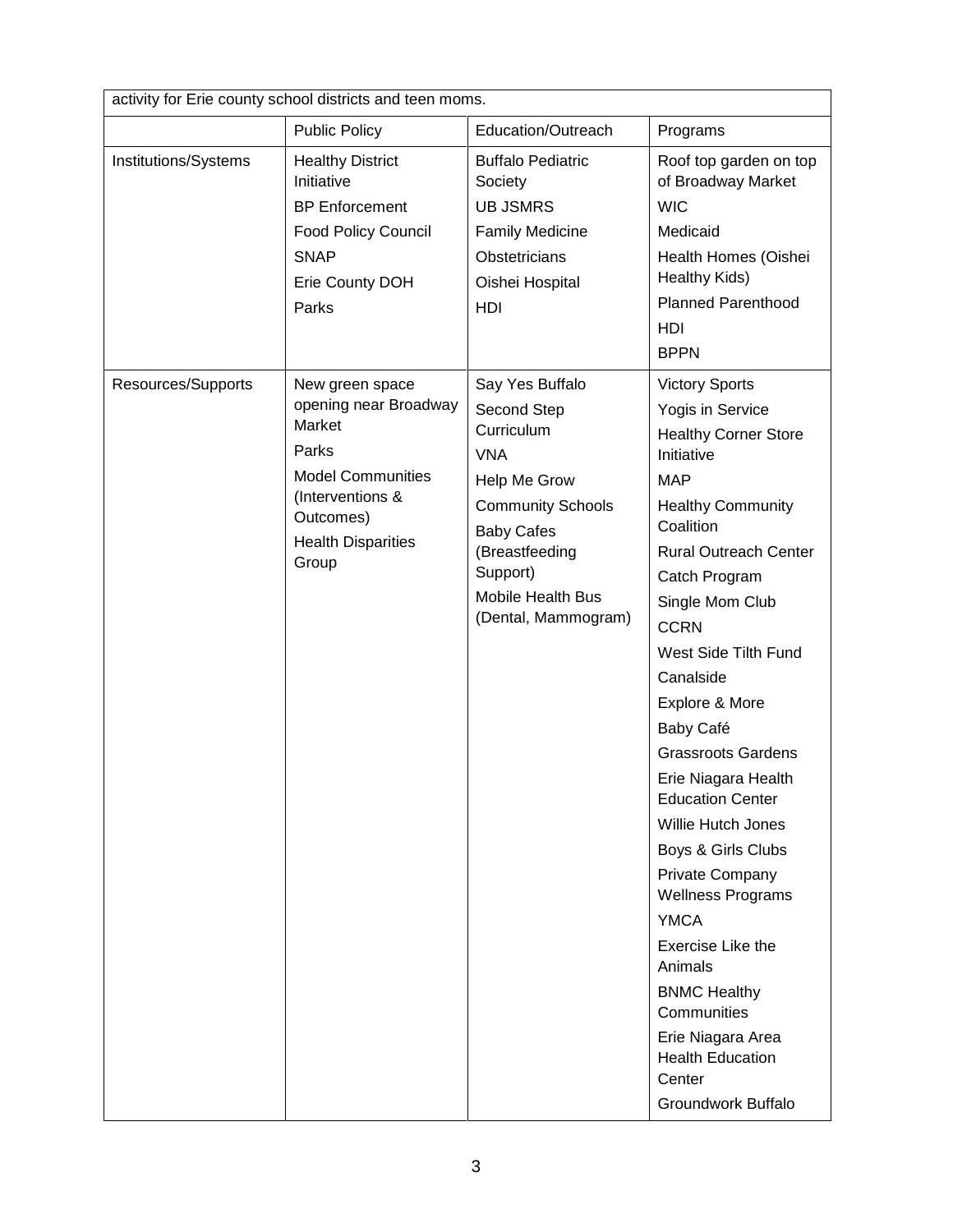| activity for Erie county school districts and teen moms. | | | |
|---|---|---|---|
| | Public Policy | Education/Outreach | Programs |
| Institutions/Systems | Healthy District Initiative<br>BP Enforcement<br>Food Policy Council<br>SNAP<br>Erie County DOH<br>Parks | Buffalo Pediatric Society<br>UB JSMRS<br>Family Medicine<br>Obstetricians<br>Oishei Hospital<br>HDI | Roof top garden on top of Broadway Market<br>WIC<br>Medicaid<br>Health Homes (Oishei Healthy Kids)<br>Planned Parenthood<br>HDI<br>BPPN |
| Resources/Supports | New green space opening near Broadway Market<br>Parks<br>Model Communities (Interventions & Outcomes)<br>Health Disparities Group | Say Yes Buffalo<br>Second Step Curriculum<br>VNA<br>Help Me Grow<br>Community Schools<br>Baby Cafes (Breastfeeding Support)<br>Mobile Health Bus (Dental, Mammogram) | Victory Sports<br>Yogis in Service<br>Healthy Corner Store Initiative<br>MAP<br>Healthy Community Coalition<br>Rural Outreach Center<br>Catch Program<br>Single Mom Club<br>CCRN<br>West Side Tilth Fund<br>Canalside<br>Explore & More<br>Baby Café<br>Grassroots Gardens<br>Erie Niagara Health Education Center<br>Willie Hutch Jones<br>Boys & Girls Clubs<br>Private Company Wellness Programs<br>YMCA<br>Exercise Like the Animals<br>BNMC Healthy Communities<br>Erie Niagara Area Health Education Center<br>Groundwork Buffalo |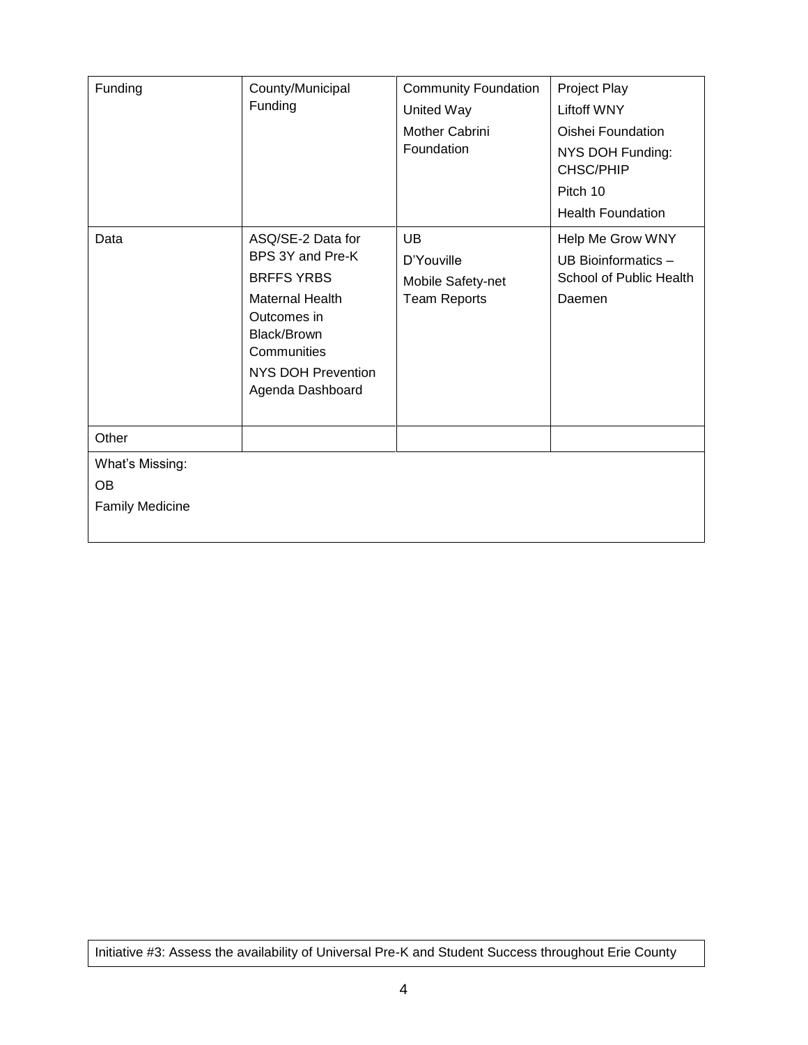| | | | |
|---|---|---|---|
| Funding | County/Municipal Funding | Community Foundation<br>United Way<br>Mother Cabrini Foundation | Project Play<br>Liftoff WNY<br>Oishei Foundation<br>NYS DOH Funding: CHSC/PHIP<br>Pitch 10<br>Health Foundation |
| Data | ASQ/SE-2 Data for BPS 3Y and Pre-K<br>BRFFS YRBS<br>Maternal Health Outcomes in Black/Brown Communities<br>NYS DOH Prevention Agenda Dashboard | UB<br>D'Youville<br>Mobile Safety-net Team Reports | Help Me Grow WNY<br>UB Bioinformatics – School of Public Health<br>Daemen |
| Other | | | |
| What's Missing:<br>OB<br>Family Medicine | | | |

Initiative #3: Assess the availability of Universal Pre-K and Student Success throughout Erie County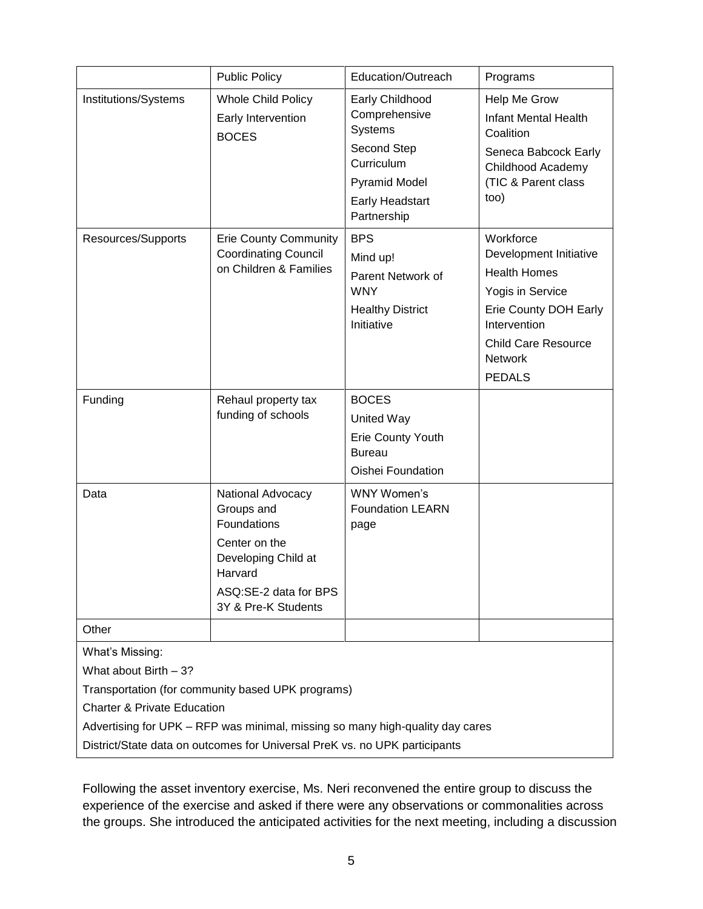| | Public Policy | Education/Outreach | Programs |
|---|---|---|---|
| Institutions/Systems | Whole Child Policy<br>Early Intervention<br>BOCES | Early Childhood Comprehensive Systems<br>Second Step Curriculum<br>Pyramid Model<br>Early Headstart Partnership | Help Me Grow<br>Infant Mental Health Coalition<br>Seneca Babcock Early Childhood Academy (TIC & Parent class too) |
| Resources/Supports | Erie County Community Coordinating Council on Children & Families | BPS<br>Mind up!<br>Parent Network of WNY<br>Healthy District Initiative | Workforce Development Initiative<br>Health Homes<br>Yogis in Service<br>Erie County DOH Early Intervention<br>Child Care Resource Network<br>PEDALS |
| Funding | Rehaul property tax funding of schools | BOCES<br>United Way<br>Erie County Youth Bureau<br>Oishei Foundation | |
| Data | National Advocacy Groups and Foundations<br>Center on the Developing Child at Harvard<br>ASQ:SE-2 data for BPS 3Y & Pre-K Students | WNY Women's Foundation LEARN page | |
| Other | | | |

What's Missing:

What about Birth – 3?

Transportation (for community based UPK programs)

Charter & Private Education

Advertising for UPK – RFP was minimal, missing so many high-quality day cares

District/State data on outcomes for Universal PreK vs. no UPK participants

Following the asset inventory exercise, Ms. Neri reconvened the entire group to discuss the experience of the exercise and asked if there were any observations or commonalities across the groups. She introduced the anticipated activities for the next meeting, including a discussion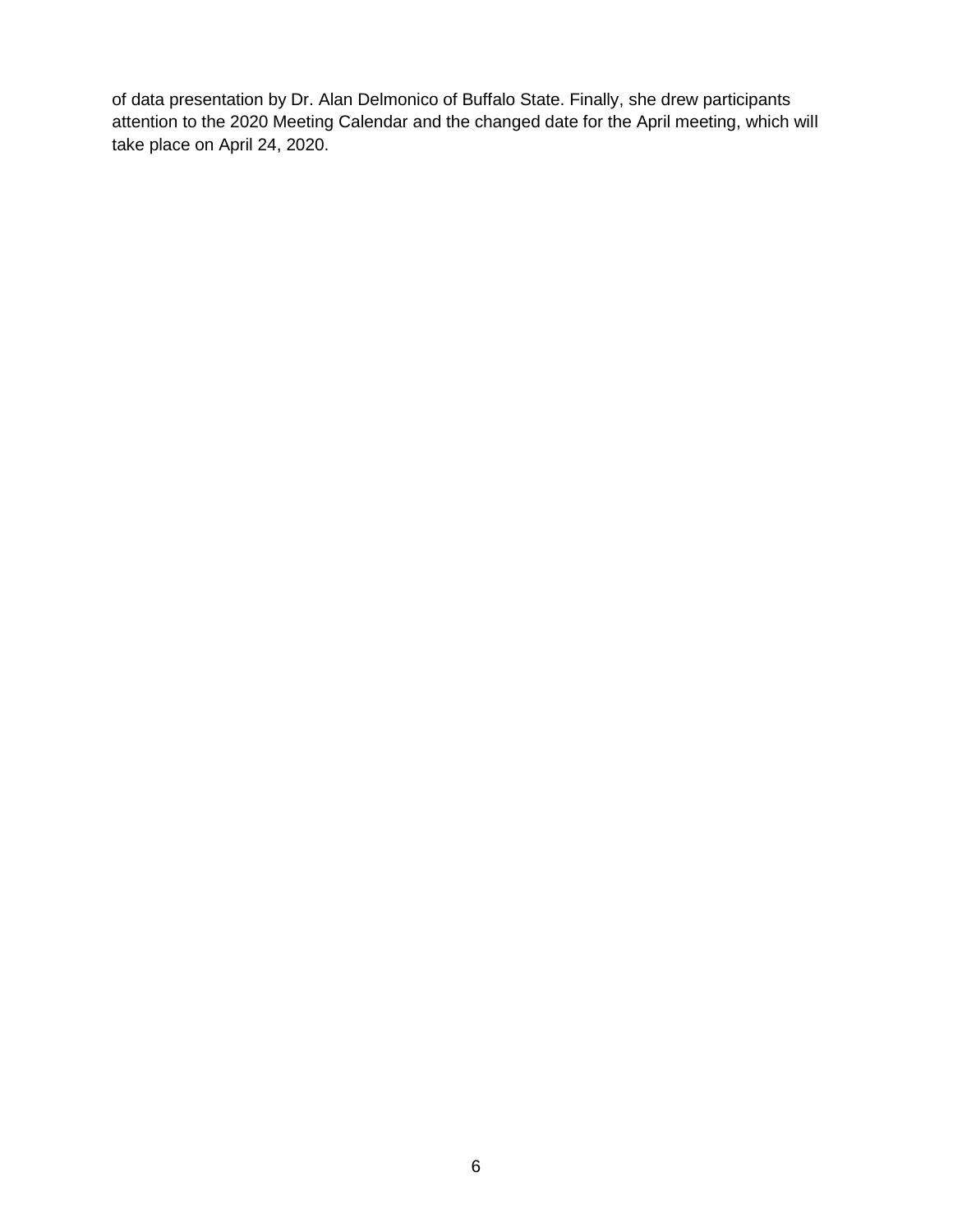of data presentation by Dr. Alan Delmonico of Buffalo State. Finally, she drew participants attention to the 2020 Meeting Calendar and the changed date for the April meeting, which will take place on April 24, 2020.